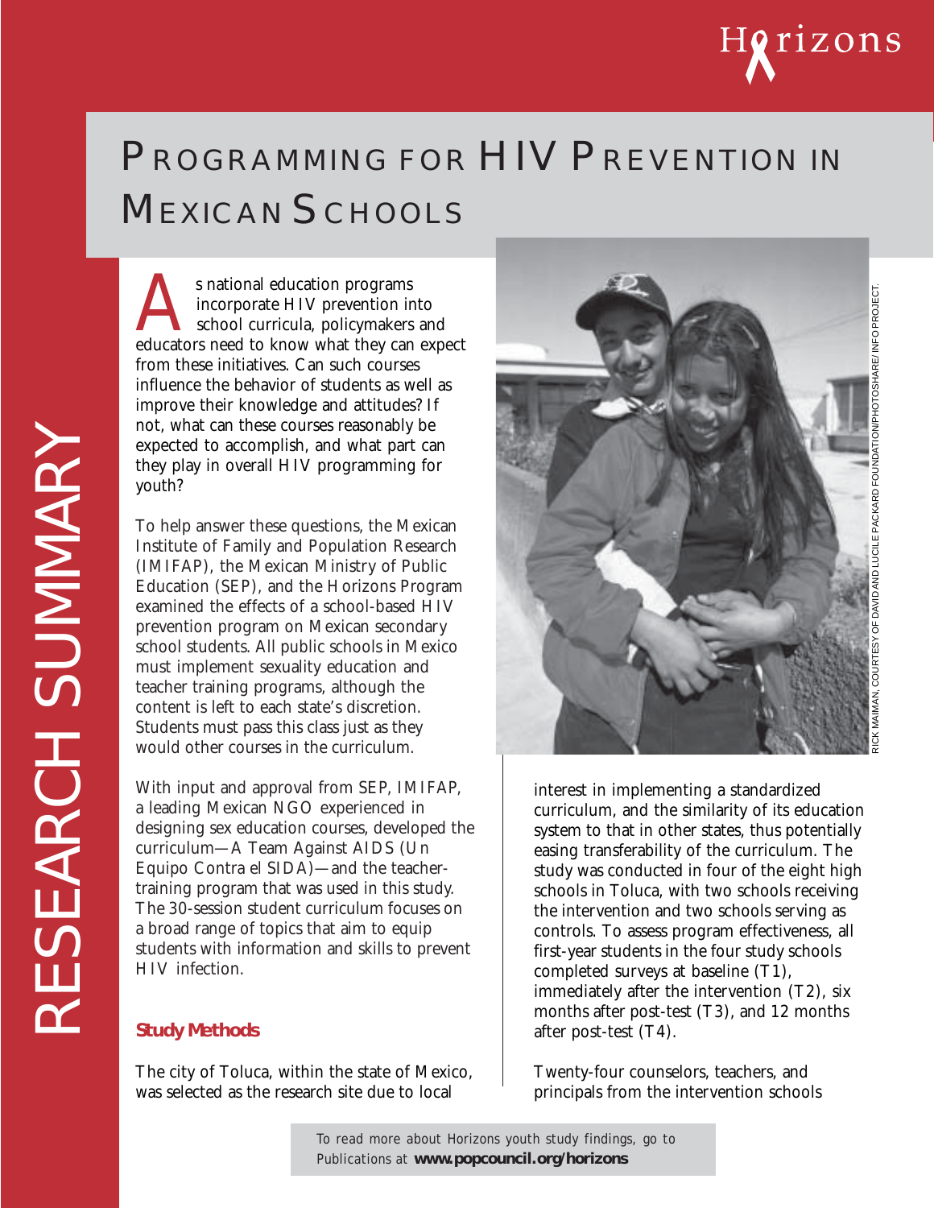# PROGRAMMING FOR HIV PREVENTION IN MEXICAN SCHOOLS

RESEARCH SUMMARY

As national education programs incorporate HIV prevention into school curricula, policymakers and educators need to know what they can expect from these initiatives. Can such courses influence the behavior of students as well as improve their knowledge and attitudes? If not, what can these courses reasonably be expected to accomplish, and what part can they play in overall HIV programming for youth?

To help answer these questions, the Mexican Institute of Family and Population Research (IMIFAP), the Mexican Ministry of Public Education (SEP), and the Horizons Program examined the effects of a school-based HIV prevention program on Mexican secondary school students. All public schools in Mexico must implement sexuality education and teacher training programs, although the content is left to each state's discretion. Students must pass this class just as they would other courses in the curriculum.

With input and approval from SEP, IMIFAP, a leading Mexican NGO experienced in designing sex education courses, developed the curriculum—A Team Against AIDS (Un Equipo Contra el SIDA)—and the teacher-training program that was used in this study. The 30-session student curriculum focuses on a broad range of topics that aim to equip students with information and skills to prevent HIV infection.

## Study Methods

The city of Toluca, within the state of Mexico, was selected as the research site due to local interest in implementing a standardized curriculum, and the similarity of its education system to that in other states, thus potentially easing transferability of the curriculum. The study was conducted in four of the eight high schools in Toluca, with two schools receiving the intervention and two schools serving as controls. To assess program effectiveness, all first-year students in the four study schools completed surveys at baseline (T1), immediately after the intervention (T2), six months after post-test (T3), and 12 months after post-test (T4).

Twenty-four counselors, teachers, and principals from the intervention schools

RICK MAIMAN, COURTESY OF DAVID AND LUCILE PACKARD FOUNDATION/PHOTOSHARE/INFO PROJECT.

To read more about Horizons youth study findings, go to Publications at **www.popcouncil.org/horizons**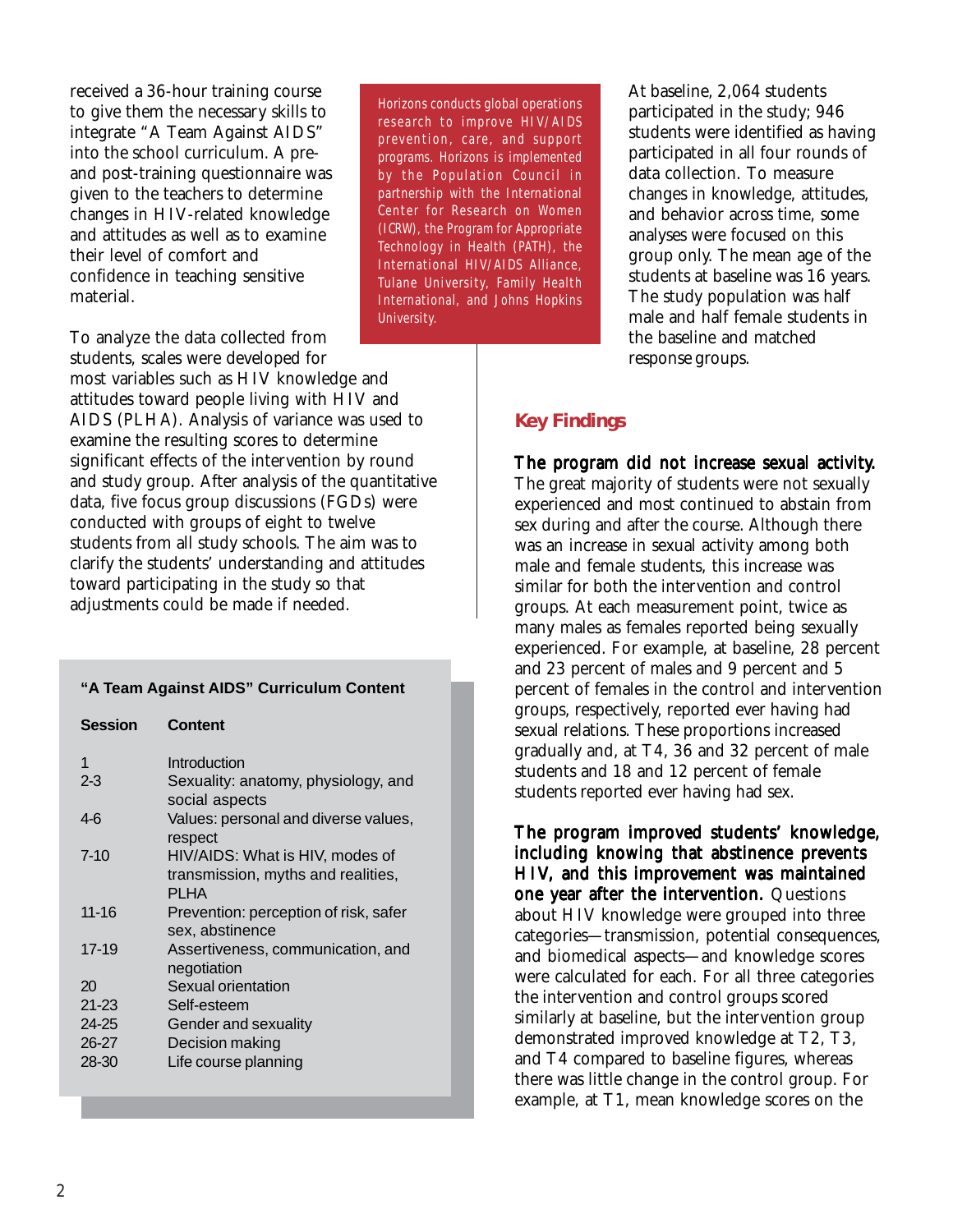received a 36-hour training course to give them the necessary skills to integrate "A Team Against AIDS" into the school curriculum. A pre- and post-training questionnaire was given to the teachers to determine changes in HIV-related knowledge and attitudes as well as to examine their level of comfort and confidence in teaching sensitive material.

To analyze the data collected from students, scales were developed for most variables such as HIV knowledge and attitudes toward people living with HIV and AIDS (PLHA). Analysis of variance was used to examine the resulting scores to determine significant effects of the intervention by round and study group. After analysis of the quantitative data, five focus group discussions (FGDs) were conducted with groups of eight to twelve students from all study schools. The aim was to clarify the students' understanding and attitudes toward participating in the study so that adjustments could be made if needed.

**"A Team Against AIDS" Curriculum Content**

| Session | Content |
|---|---|
| 1 | Introduction |
| 2-3 | Sexuality: anatomy, physiology, and social aspects |
| 4-6 | Values: personal and diverse values, respect |
| 7-10 | HIV/AIDS: What is HIV, modes of transmission, myths and realities, PLHA |
| 11-16 | Prevention: perception of risk, safer sex, abstinence |
| 17-19 | Assertiveness, communication, and negotiation |
| 20 | Sexual orientation |
| 21-23 | Self-esteem |
| 24-25 | Gender and sexuality |
| 26-27 | Decision making |
| 28-30 | Life course planning |

Horizons conducts global operations research to improve HIV/AIDS prevention, care, and support programs. Horizons is implemented by the Population Council in partnership with the International Center for Research on Women (ICRW), the Program for Appropriate Technology in Health (PATH), the International HIV/AIDS Alliance, Tulane University, Family Health International, and Johns Hopkins University.

At baseline, 2,064 students participated in the study; 946 students were identified as having participated in all four rounds of data collection. To measure changes in knowledge, attitudes, and behavior across time, some analyses were focused on this group only. The mean age of the students at baseline was 16 years. The study population was half male and half female students in the baseline and matched response groups.

## Key Findings

**The program did not increase sexual activity.** The great majority of students were not sexually experienced and most continued to abstain from sex during and after the course. Although there was an increase in sexual activity among both male and female students, this increase was similar for both the intervention and control groups. At each measurement point, twice as many males as females reported being sexually experienced. For example, at baseline, 28 percent and 23 percent of males and 9 percent and 5 percent of females in the control and intervention groups, respectively, reported ever having had sexual relations. These proportions increased gradually and, at T4, 36 and 32 percent of male students and 18 and 12 percent of female students reported ever having had sex.

**The program improved students' knowledge, including knowing that abstinence prevents HIV, and this improvement was maintained one year after the intervention.** Questions about HIV knowledge were grouped into three categories—transmission, potential consequences, and biomedical aspects—and knowledge scores were calculated for each. For all three categories the intervention and control groups scored similarly at baseline, but the intervention group demonstrated improved knowledge at T2, T3, and T4 compared to baseline figures, whereas there was little change in the control group. For example, at T1, mean knowledge scores on the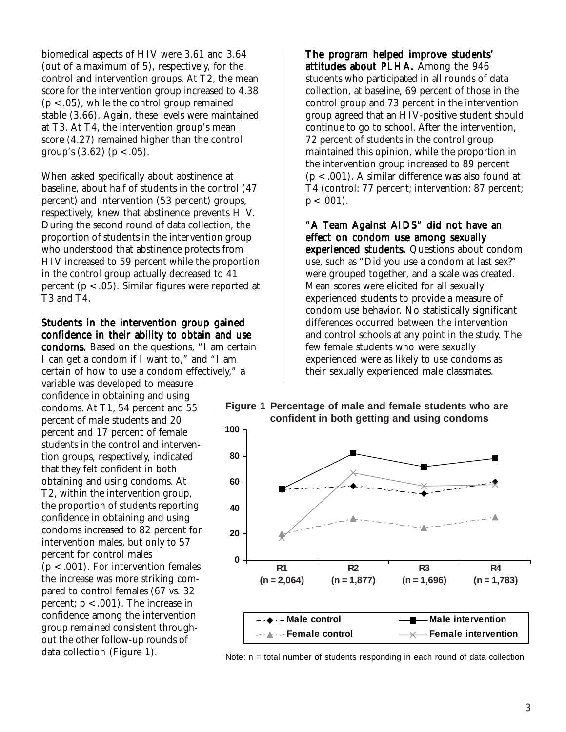biomedical aspects of HIV were 3.61 and 3.64 (out of a maximum of 5), respectively, for the control and intervention groups. At T2, the mean score for the intervention group increased to 4.38 ($p < .05$), while the control group remained stable (3.66). Again, these levels were maintained at T3. At T4, the intervention group's mean score (4.27) remained higher than the control group's (3.62) ($p < .05$).

When asked specifically about abstinence at baseline, about half of students in the control (47 percent) and intervention (53 percent) groups, respectively, knew that abstinence prevents HIV. During the second round of data collection, the proportion of students in the intervention group who understood that abstinence protects from HIV increased to 59 percent while the proportion in the control group actually decreased to 41 percent ($p < .05$). Similar figures were reported at T3 and T4.

**Students in the intervention group gained confidence in their ability to obtain and use condoms.** Based on the questions, "I am certain I can get a condom if I want to," and "I am certain of how to use a condom effectively," a variable was developed to measure confidence in obtaining and using condoms. At T1, 54 percent and 55 percent of male students and 20 percent and 17 percent of female students in the control and intervention groups, respectively, indicated that they felt confident in both obtaining and using condoms. At T2, within the intervention group, the proportion of students reporting confidence in obtaining and using condoms increased to 82 percent for intervention males, but only to 57 percent for control males ($p < .001$). For intervention females the increase was more striking compared to control females (67 vs. 32 percent; $p < .001$). The increase in confidence among the intervention group remained consistent throughout the other follow-up rounds of data collection (Figure 1).

**The program helped improve students' attitudes about PLHA.** Among the 946 students who participated in all rounds of data collection, at baseline, 69 percent of those in the control group and 73 percent in the intervention group agreed that an HIV-positive student should continue to go to school. After the intervention, 72 percent of students in the control group maintained this opinion, while the proportion in the intervention group increased to 89 percent ($p < .001$). A similar difference was also found at T4 (control: 77 percent; intervention: 87 percent; $p < .001$).

**"A Team Against AIDS" did not have an effect on condom use among sexually experienced students.** Questions about condom use, such as "Did you use a condom at last sex?" were grouped together, and a scale was created. Mean scores were elicited for all sexually experienced students to provide a measure of condom use behavior. No statistically significant differences occurred between the intervention and control schools at any point in the study. The few female students who were sexually experienced were as likely to use condoms as their sexually experienced male classmates.

**Figure 1 Percentage of male and female students who are confident in both getting and using condoms**

Note: n = total number of students responding in each round of data collection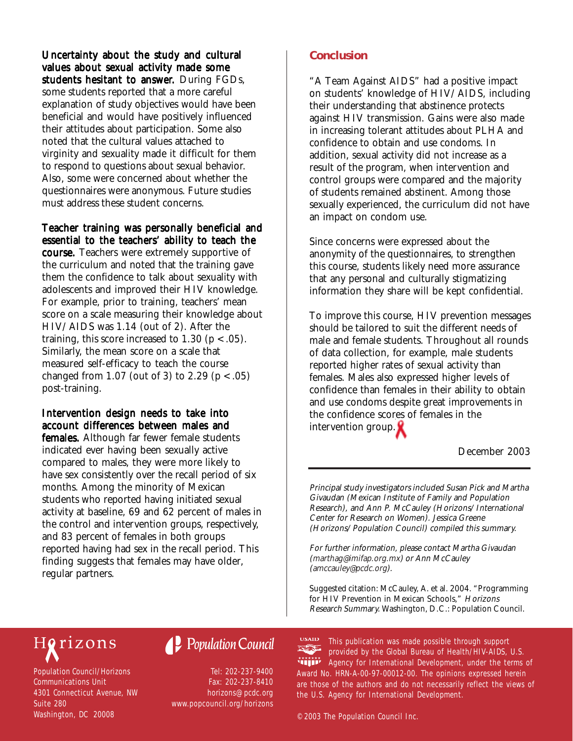**Uncertainty about the study and cultural values about sexual activity made some students hesitant to answer.** During FGDs, some students reported that a more careful explanation of study objectives would have been beneficial and would have positively influenced their attitudes about participation. Some also noted that the cultural values attached to virginity and sexuality made it difficult for them to respond to questions about sexual behavior. Also, some were concerned about whether the questionnaires were anonymous. Future studies must address these student concerns.

**Teacher training was personally beneficial and essential to the teachers' ability to teach the course.** Teachers were extremely supportive of the curriculum and noted that the training gave them the confidence to talk about sexuality with adolescents and improved their HIV knowledge. For example, prior to training, teachers' mean score on a scale measuring their knowledge about HIV/AIDS was 1.14 (out of 2). After the training, this score increased to 1.30 ($p < .05$). Similarly, the mean score on a scale that measured self-efficacy to teach the course changed from 1.07 (out of 3) to 2.29 ($p < .05$) post-training.

**Intervention design needs to take into account differences between males and females.** Although far fewer female students indicated ever having been sexually active compared to males, they were more likely to have sex consistently over the recall period of six months. Among the minority of Mexican students who reported having initiated sexual activity at baseline, 69 and 62 percent of males in the control and intervention groups, respectively, and 83 percent of females in both groups reported having had sex in the recall period. This finding suggests that females may have older, regular partners.

## Conclusion

"A Team Against AIDS" had a positive impact on students' knowledge of HIV/AIDS, including their understanding that abstinence protects against HIV transmission. Gains were also made in increasing tolerant attitudes about PLHA and confidence to obtain and use condoms. In addition, sexual activity did not increase as a result of the program, when intervention and control groups were compared and the majority of students remained abstinent. Among those sexually experienced, the curriculum did not have an impact on condom use.

Since concerns were expressed about the anonymity of the questionnaires, to strengthen this course, students likely need more assurance that any personal and culturally stigmatizing information they share will be kept confidential.

To improve this course, HIV prevention messages should be tailored to suit the different needs of male and female students. Throughout all rounds of data collection, for example, male students reported higher rates of sexual activity than females. Males also expressed higher levels of confidence than females in their ability to obtain and use condoms despite great improvements in the confidence scores of females in the intervention group.

December 2003

*Principal study investigators included Susan Pick and Martha Givaudan (Mexican Institute of Family and Population Research), and Ann P. McCauley (Horizons/International Center for Research on Women). Jessica Greene (Horizons/Population Council) compiled this summary.*

*For further information, please contact Martha Givaudan (marthag@imifap.org.mx) or Ann McCauley (amccauley@pcdc.org).*

Suggested citation: McCauley, A. et al. 2004. "Programming for HIV Prevention in Mexican Schools," *Horizons Research Summary.* Washington, D.C.: Population Council.

Horizons

Population Council

Population Council/Horizons
Communications Unit
4301 Connecticut Avenue, NW
Suite 280
Washington, DC 20008

Tel: 202-237-9400
Fax: 202-237-8410
horizons@pcdc.org
www.popcouncil.org/horizons

This publication was made possible through support provided by the Global Bureau of Health/HIV-AIDS, U.S. Agency for International Development, under the terms of Award No. HRN-A-00-97-00012-00. The opinions expressed herein are those of the authors and do not necessarily reflect the views of the U.S. Agency for International Development.

© 2003 The Population Council Inc.